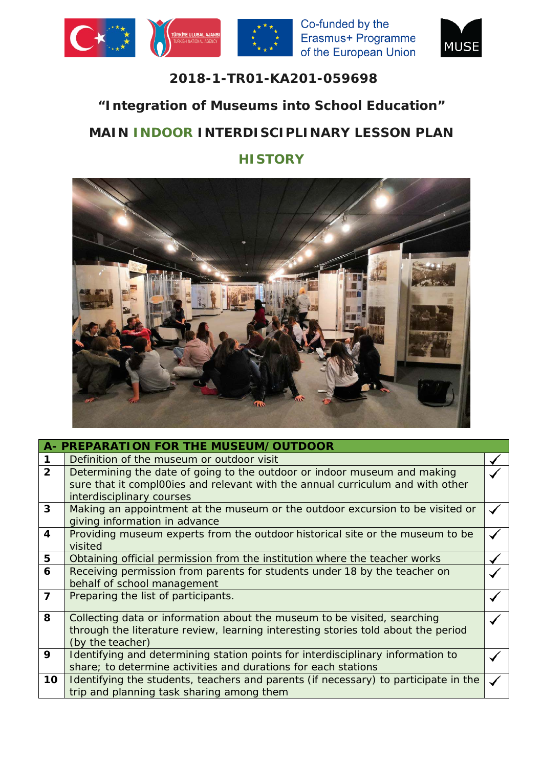Co-funded by the Erasmus+ Programme of the European Union

MUSE

# 2018-1-TR01-KA201-059698

## "Integration of Museums into School Education"

## MAIN INDOOR INTERDISCIPLINARY LESSON PLAN

## HISTORY

| A- PREPARATION FOR THE MUSEUM/OUTDOOR | | |
|---|---|---|
| 1 | Definition of the museum or outdoor visit | ✓ |
| 2 | Determining the date of going to the outdoor or indoor museum and making sure that it compl00ies and relevant with the annual curriculum and with other interdisciplinary courses | ✓ |
| 3 | Making an appointment at the museum or the outdoor excursion to be visited or giving information in advance | ✓ |
| 4 | Providing museum experts from the outdoor historical site or the museum to be visited | ✓ |
| 5 | Obtaining official permission from the institution where the teacher works | ✓ |
| 6 | Receiving permission from parents for students under 18 by the teacher on behalf of school management | ✓ |
| 7 | Preparing the list of participants. | ✓ |
| 8 | Collecting data or information about the museum to be visited, searching through the literature review, learning interesting stories told about the period (by the teacher) | ✓ |
| 9 | Identifying and determining station points for interdisciplinary information to share; to determine activities and durations for each stations | ✓ |
| 10 | Identifying the students, teachers and parents (if necessary) to participate in the trip and planning task sharing among them | ✓ |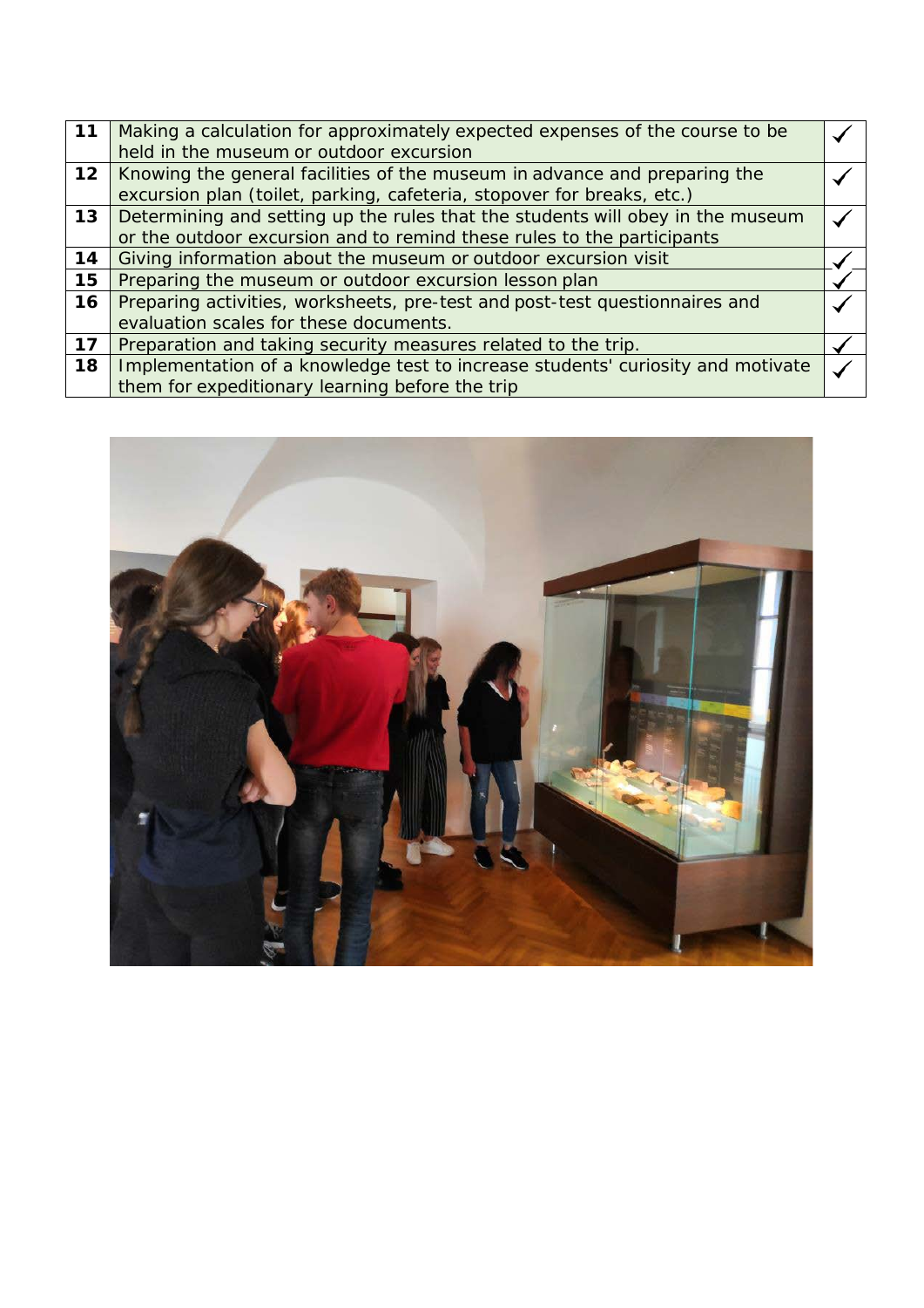| | | |
|---|---|---|
| **11** | Making a calculation for approximately expected expenses of the course to be held in the museum or outdoor excursion | ✓ |
| **12** | Knowing the general facilities of the museum in advance and preparing the excursion plan (toilet, parking, cafeteria, stopover for breaks, etc.) | ✓ |
| **13** | Determining and setting up the rules that the students will obey in the museum or the outdoor excursion and to remind these rules to the participants | ✓ |
| **14** | Giving information about the museum or outdoor excursion visit | ✓ |
| **15** | Preparing the museum or outdoor excursion lesson plan | ✓ |
| **16** | Preparing activities, worksheets, pre-test and post-test questionnaires and evaluation scales for these documents. | ✓ |
| **17** | Preparation and taking security measures related to the trip. | ✓ |
| **18** | Implementation of a knowledge test to increase students' curiosity and motivate them for expeditionary learning before the trip | ✓ |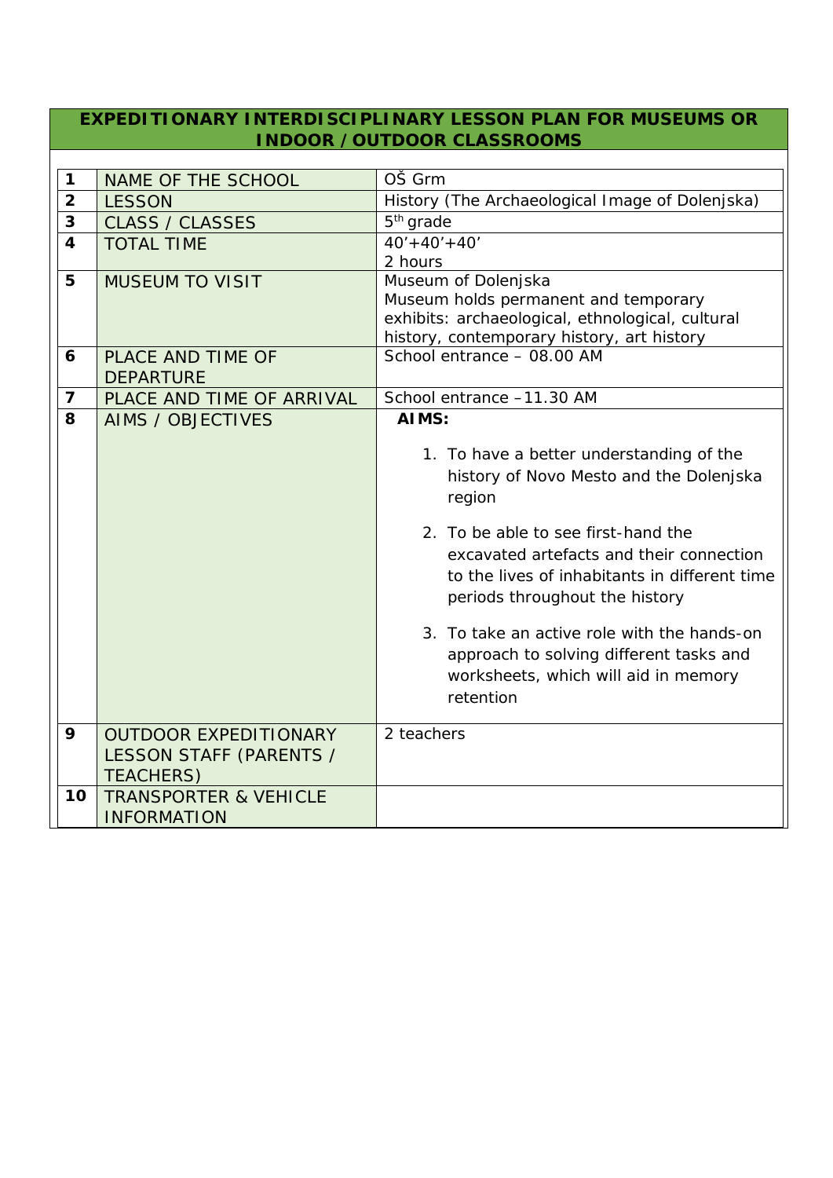**EXPEDITIONARY INTERDISCIPLINARY LESSON PLAN FOR MUSEUMS OR INDOOR / OUTDOOR CLASSROOMS**

| | | |
|---|---|---|
| **1** | NAME OF THE SCHOOL | OŠ Grm |
| **2** | LESSON | History (The Archaeological Image of Dolenjska) |
| **3** | CLASS / CLASSES | 5th grade |
| **4** | TOTAL TIME | 40'+40'+40'<br>2 hours |
| **5** | MUSEUM TO VISIT | Museum of Dolenjska<br>Museum holds permanent and temporary exhibits: archaeological, ethnological, cultural history, contemporary history, art history |
| **6** | PLACE AND TIME OF DEPARTURE | School entrance – 08.00 AM |
| **7** | PLACE AND TIME OF ARRIVAL | School entrance –11.30 AM |
| **8** | AIMS / OBJECTIVES | **AIMS:**<br>1. To have a better understanding of the history of Novo Mesto and the Dolenjska region<br>2. To be able to see first-hand the excavated artefacts and their connection to the lives of inhabitants in different time periods throughout the history<br>3. To take an active role with the hands-on approach to solving different tasks and worksheets, which will aid in memory retention |
| **9** | OUTDOOR EXPEDITIONARY LESSON STAFF (PARENTS / TEACHERS) | 2 teachers |
| **10** | TRANSPORTER & VEHICLE INFORMATION | |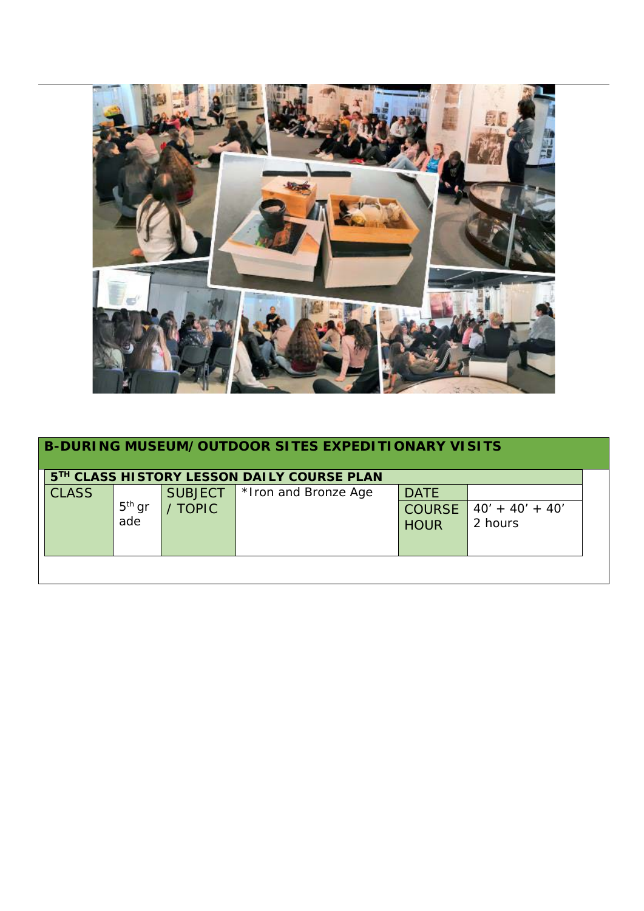## B-DURING MUSEUM/OUTDOOR SITES EXPEDITIONARY VISITS

| 5[TH] CLASS HISTORY LESSON DAILY COURSE PLAN | | | | | |
|---|---|---|---|---|---|
| CLASS | 5[th] grade | SUBJECT / TOPIC | *Iron and Bronze Age | DATE | |
| | | | | COURSE HOUR | 40' + 40' + 40' 2 hours |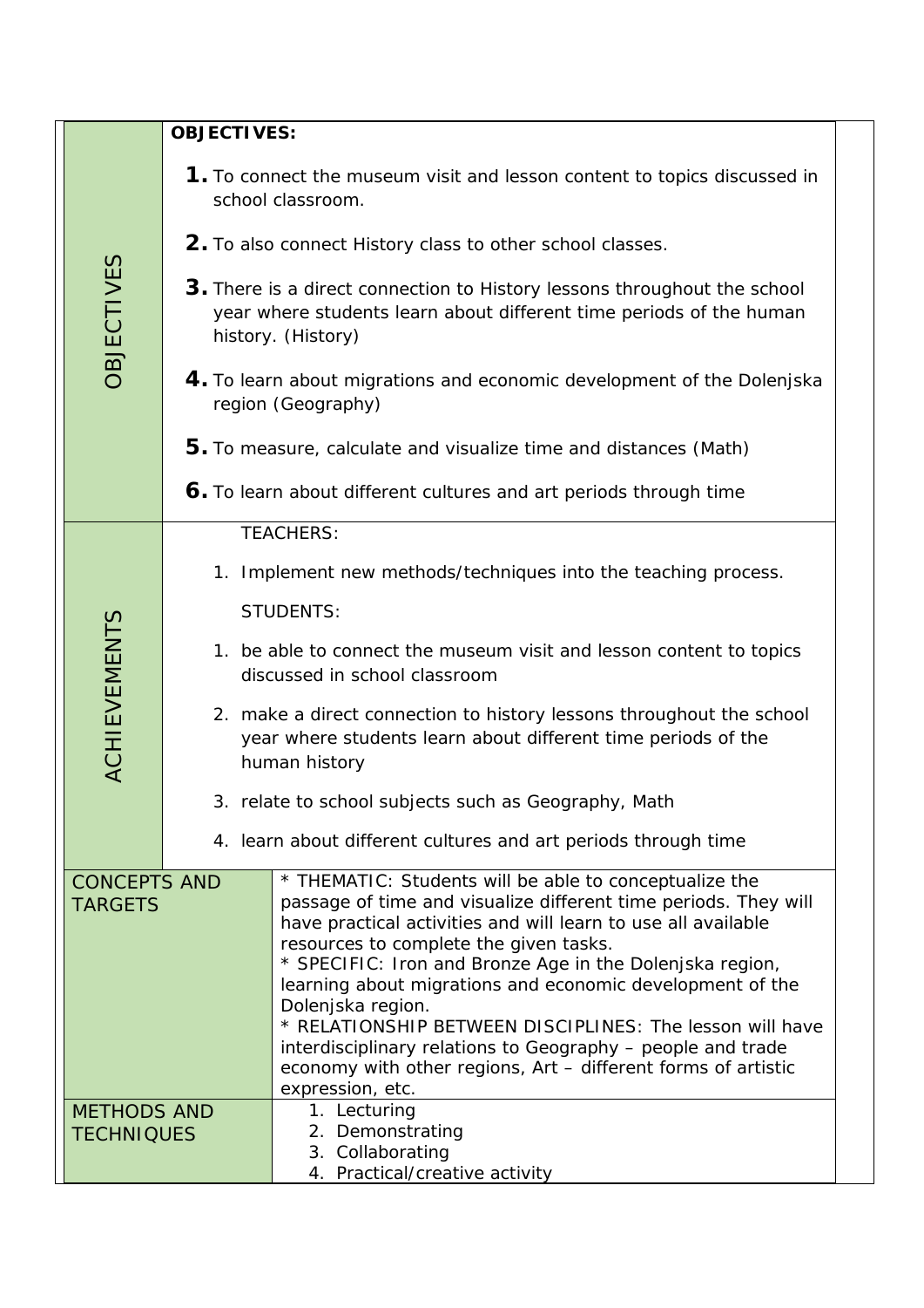| | |
|---|---|
| OBJECTIVES | **OBJECTIVES:**<br><br>**1.** To connect the museum visit and lesson content to topics discussed in school classroom.<br><br>**2.** To also connect History class to other school classes.<br><br>**3.** There is a direct connection to History lessons throughout the school year where students learn about different time periods of the human history. (History)<br><br>**4.** To learn about migrations and economic development of the Dolenjska region (Geography)<br><br>**5.** To measure, calculate and visualize time and distances (Math)<br><br>**6.** To learn about different cultures and art periods through time |
| ACHIEVEMENTS | TEACHERS:<br><br>1. Implement new methods/techniques into the teaching process.<br><br>STUDENTS:<br><br>1. be able to connect the museum visit and lesson content to topics discussed in school classroom<br><br>2. make a direct connection to history lessons throughout the school year where students learn about different time periods of the human history<br><br>3. relate to school subjects such as Geography, Math<br><br>4. learn about different cultures and art periods through time |
| CONCEPTS AND TARGETS | * THEMATIC: Students will be able to conceptualize the passage of time and visualize different time periods. They will have practical activities and will learn to use all available resources to complete the given tasks.<br>* SPECIFIC: Iron and Bronze Age in the Dolenjska region, learning about migrations and economic development of the Dolenjska region.<br>* RELATIONSHIP BETWEEN DISCIPLINES: The lesson will have interdisciplinary relations to Geography – people and trade economy with other regions, Art – different forms of artistic expression, etc. |
| METHODS AND TECHNIQUES | 1. Lecturing<br>2. Demonstrating<br>3. Collaborating<br>4. Practical/creative activity |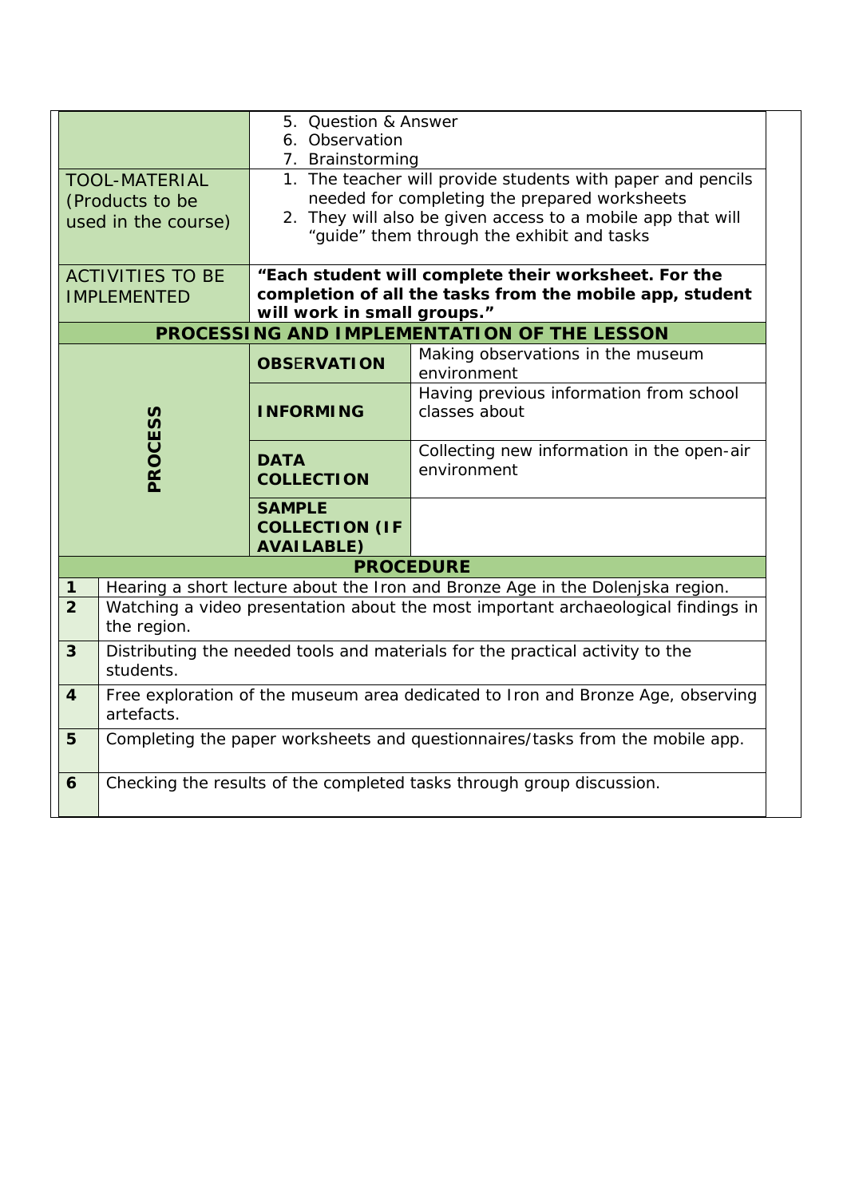| | | |
|---|---|---|
| | 5. Question & Answer<br>6. Observation<br>7. Brainstorming | |
| TOOL-MATERIAL (Products to be used in the course) | 1. The teacher will provide students with paper and pencils needed for completing the prepared worksheets<br>2. They will also be given access to a mobile app that will "guide" them through the exhibit and tasks | |
| ACTIVITIES TO BE IMPLEMENTED | **"Each student will complete their worksheet. For the completion of all the tasks from the mobile app, student will work in small groups."** | |
| **PROCESSING AND IMPLEMENTATION OF THE LESSON** | | |
| **PROCESS** | **OBSERVATION** | Making observations in the museum environment |
| | **INFORMING** | Having previous information from school classes about |
| | **DATA COLLECTION** | Collecting new information in the open-air environment |
| | **SAMPLE COLLECTION (IF AVAILABLE)** | |

**PROCEDURE**

| | |
|---|---|
| **1** | Hearing a short lecture about the Iron and Bronze Age in the Dolenjska region. |
| **2** | Watching a video presentation about the most important archaeological findings in the region. |
| **3** | Distributing the needed tools and materials for the practical activity to the students. |
| **4** | Free exploration of the museum area dedicated to Iron and Bronze Age, observing artefacts. |
| **5** | Completing the paper worksheets and questionnaires/tasks from the mobile app. |
| **6** | Checking the results of the completed tasks through group discussion. |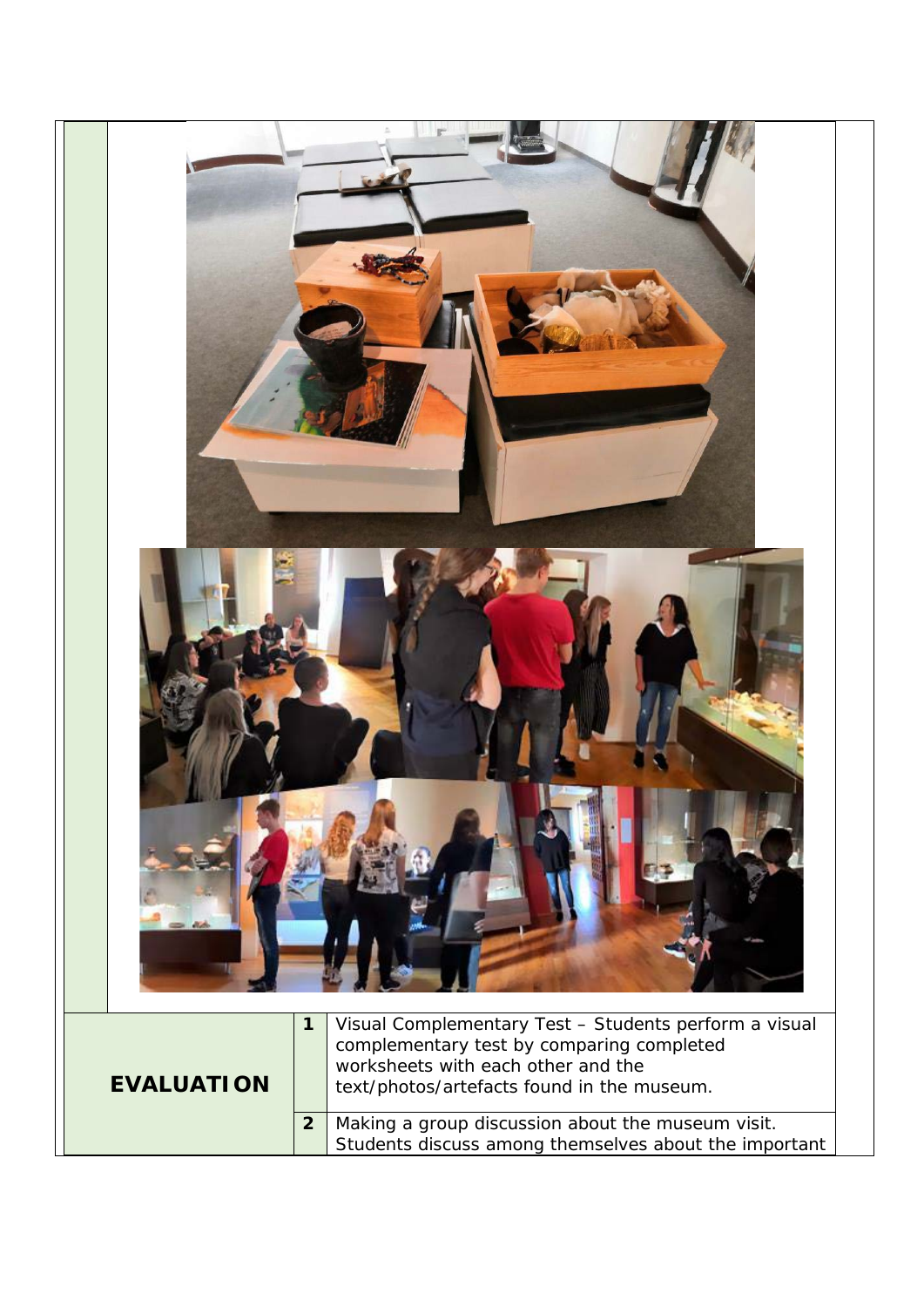| | | |
|---|---|---|
| **EVALUATION** | **1** | Visual Complementary Test – Students perform a visual complementary test by comparing completed worksheets with each other and the text/photos/artefacts found in the museum. |
| | **2** | Making a group discussion about the museum visit. Students discuss among themselves about the important |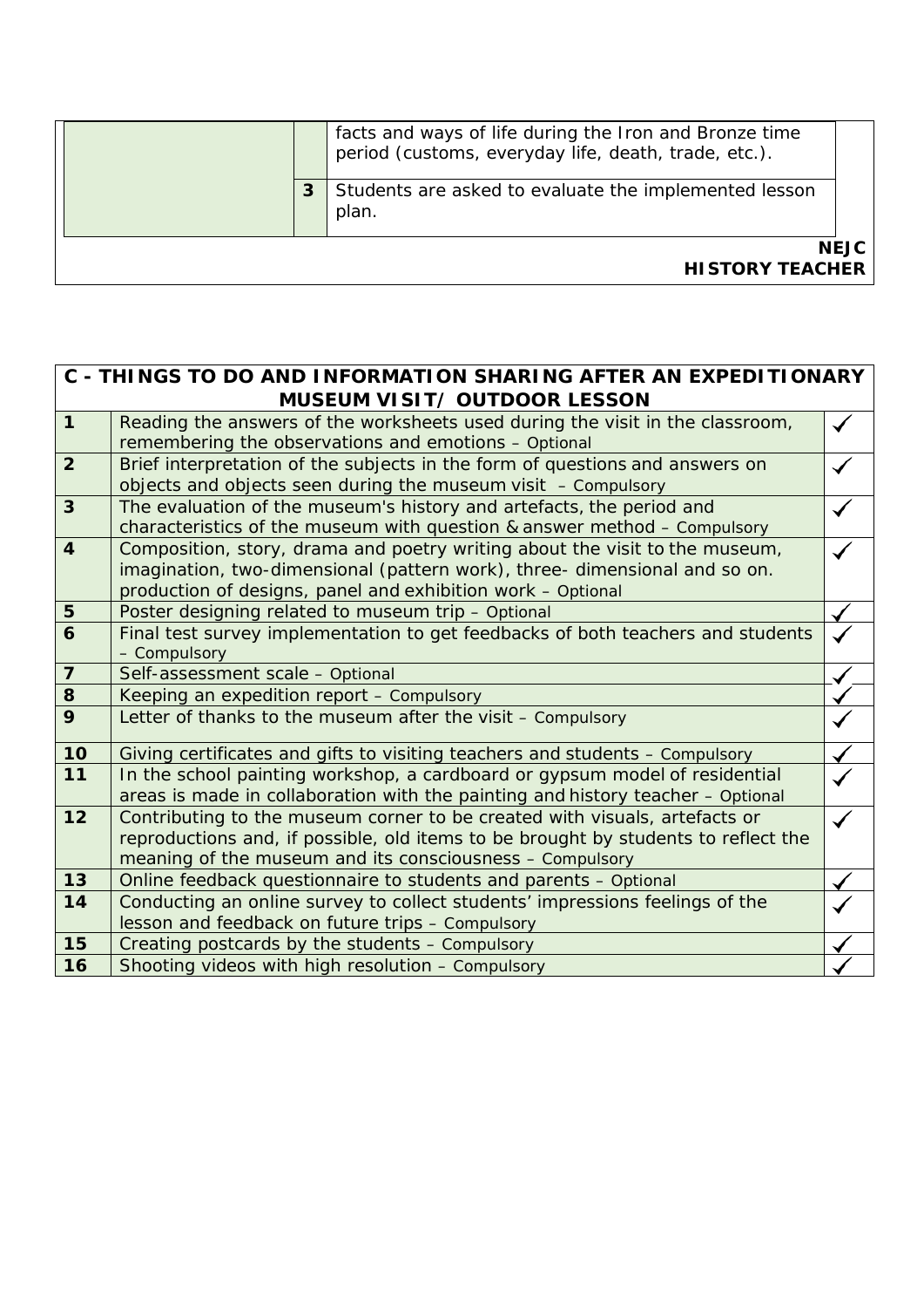| | | |
|---|---|---|
| | | facts and ways of life during the Iron and Bronze time period (customs, everyday life, death, trade, etc.). |
| | 3 | Students are asked to evaluate the implemented lesson plan. |

**NEJC**
**HISTORY TEACHER**

| C - THINGS TO DO AND INFORMATION SHARING AFTER AN EXPEDITIONARY MUSEUM VISIT/ OUTDOOR LESSON | | |
|---|---|---|
| **1** | Reading the answers of the worksheets used during the visit in the classroom, remembering the observations and emotions – Optional | ✓ |
| **2** | Brief interpretation of the subjects in the form of questions and answers on objects and objects seen during the museum visit – Compulsory | ✓ |
| **3** | The evaluation of the museum's history and artefacts, the period and characteristics of the museum with question & answer method – Compulsory | ✓ |
| **4** | Composition, story, drama and poetry writing about the visit to the museum, imagination, two-dimensional (pattern work), three- dimensional and so on. production of designs, panel and exhibition work – Optional | ✓ |
| **5** | Poster designing related to museum trip – Optional | ✓ |
| **6** | Final test survey implementation to get feedbacks of both teachers and students – Compulsory | ✓ |
| **7** | Self-assessment scale – Optional | ✓ |
| **8** | Keeping an expedition report – Compulsory | ✓ |
| **9** | Letter of thanks to the museum after the visit – Compulsory | ✓ |
| **10** | Giving certificates and gifts to visiting teachers and students – Compulsory | ✓ |
| **11** | In the school painting workshop, a cardboard or gypsum model of residential areas is made in collaboration with the painting and history teacher – Optional | ✓ |
| **12** | Contributing to the museum corner to be created with visuals, artefacts or reproductions and, if possible, old items to be brought by students to reflect the meaning of the museum and its consciousness – Compulsory | ✓ |
| **13** | Online feedback questionnaire to students and parents – Optional | ✓ |
| **14** | Conducting an online survey to collect students' impressions feelings of the lesson and feedback on future trips – Compulsory | ✓ |
| **15** | Creating postcards by the students – Compulsory | ✓ |
| **16** | Shooting videos with high resolution – Compulsory | ✓ |